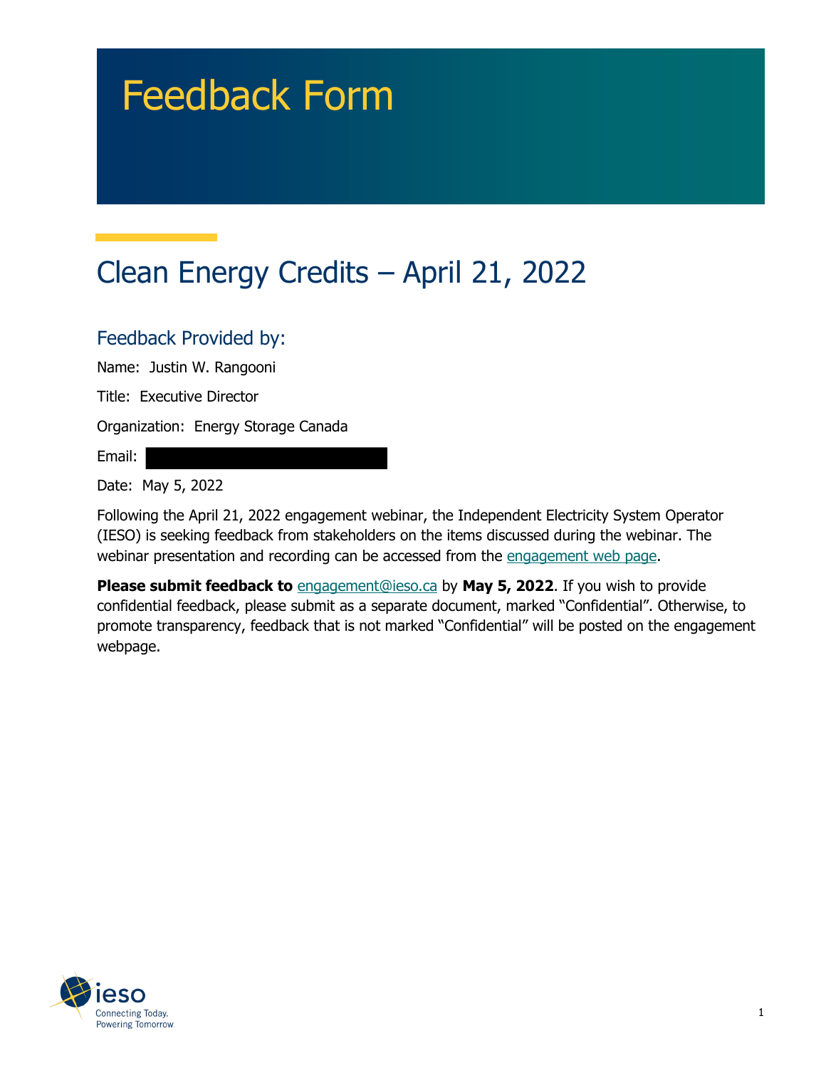# Feedback Form

## Clean Energy Credits – April 21, 2022

### Feedback Provided by:

Name: Justin W. Rangooni

Title: Executive Director

Organization: Energy Storage Canada

Email:

Date: May 5, 2022

Following the April 21, 2022 engagement webinar, the Independent Electricity System Operator (IESO) is seeking feedback from stakeholders on the items discussed during the webinar. The webinar presentation and recording can be accessed from the engagement web page.

**Please submit feedback to** engagement@ieso.ca by **May 5, 2022**. If you wish to provide confidential feedback, please submit as a separate document, marked "Confidential". Otherwise, to promote transparency, feedback that is not marked "Confidential" will be posted on the engagement webpage.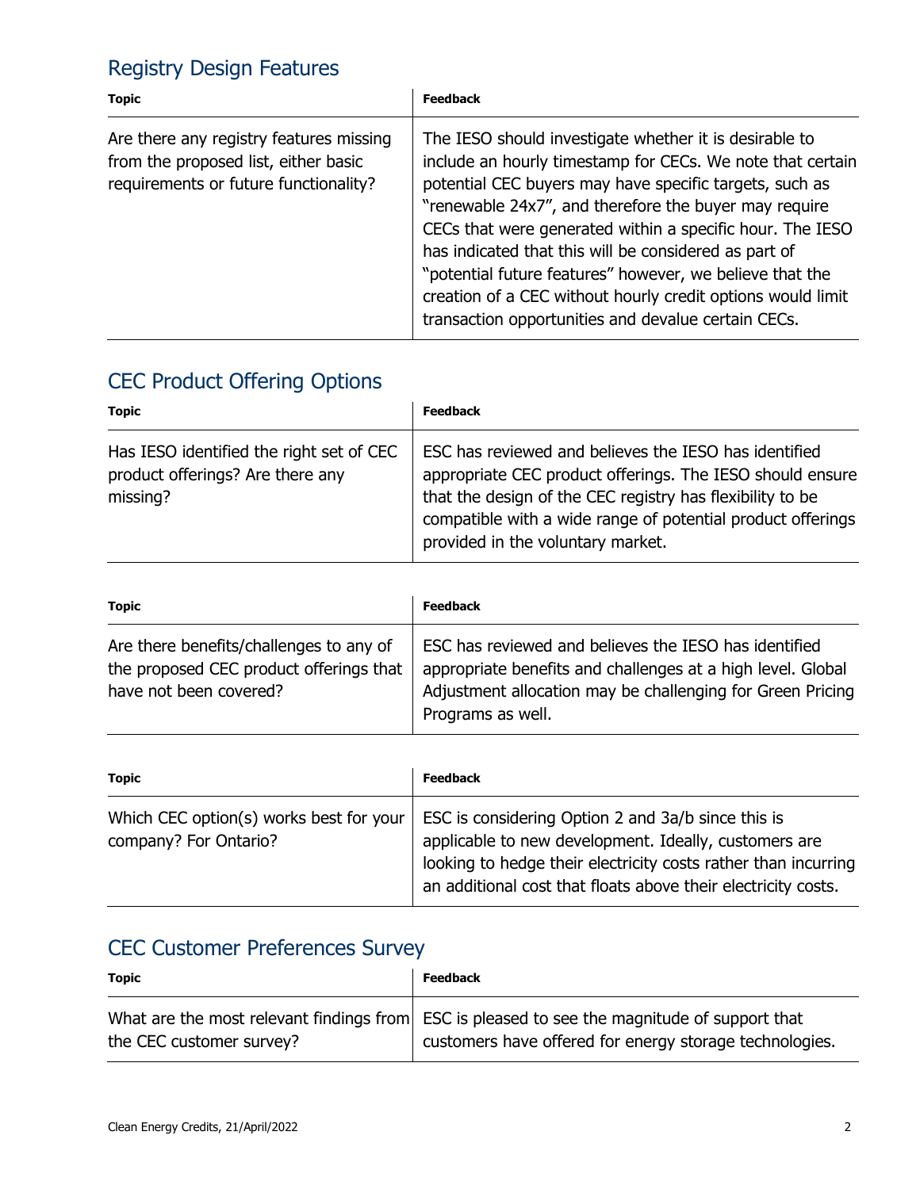## Registry Design Features

| Topic | Feedback |
| --- | --- |
| Are there any registry features missing from the proposed list, either basic requirements or future functionality? | The IESO should investigate whether it is desirable to include an hourly timestamp for CECs. We note that certain potential CEC buyers may have specific targets, such as "renewable 24x7", and therefore the buyer may require CECs that were generated within a specific hour. The IESO has indicated that this will be considered as part of "potential future features" however, we believe that the creation of a CEC without hourly credit options would limit transaction opportunities and devalue certain CECs. |

## CEC Product Offering Options

| Topic | Feedback |
| --- | --- |
| Has IESO identified the right set of CEC product offerings? Are there any missing? | ESC has reviewed and believes the IESO has identified appropriate CEC product offerings. The IESO should ensure that the design of the CEC registry has flexibility to be compatible with a wide range of potential product offerings provided in the voluntary market. |

| Topic | Feedback |
| --- | --- |
| Are there benefits/challenges to any of the proposed CEC product offerings that have not been covered? | ESC has reviewed and believes the IESO has identified appropriate benefits and challenges at a high level. Global Adjustment allocation may be challenging for Green Pricing Programs as well. |

| Topic | Feedback |
| --- | --- |
| Which CEC option(s) works best for your company? For Ontario? | ESC is considering Option 2 and 3a/b since this is applicable to new development. Ideally, customers are looking to hedge their electricity costs rather than incurring an additional cost that floats above their electricity costs. |

## CEC Customer Preferences Survey

| Topic | Feedback |
| --- | --- |
| What are the most relevant findings from the CEC customer survey? | ESC is pleased to see the magnitude of support that customers have offered for energy storage technologies. |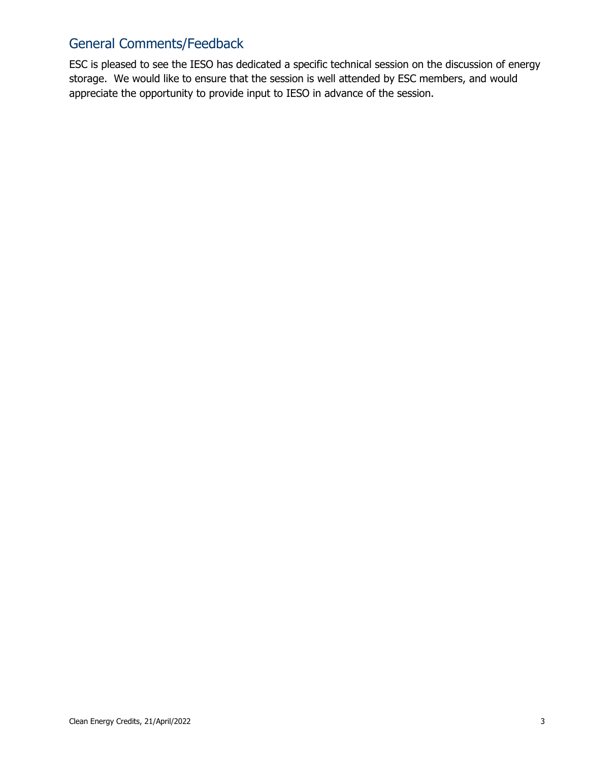## General Comments/Feedback

ESC is pleased to see the IESO has dedicated a specific technical session on the discussion of energy storage. We would like to ensure that the session is well attended by ESC members, and would appreciate the opportunity to provide input to IESO in advance of the session.